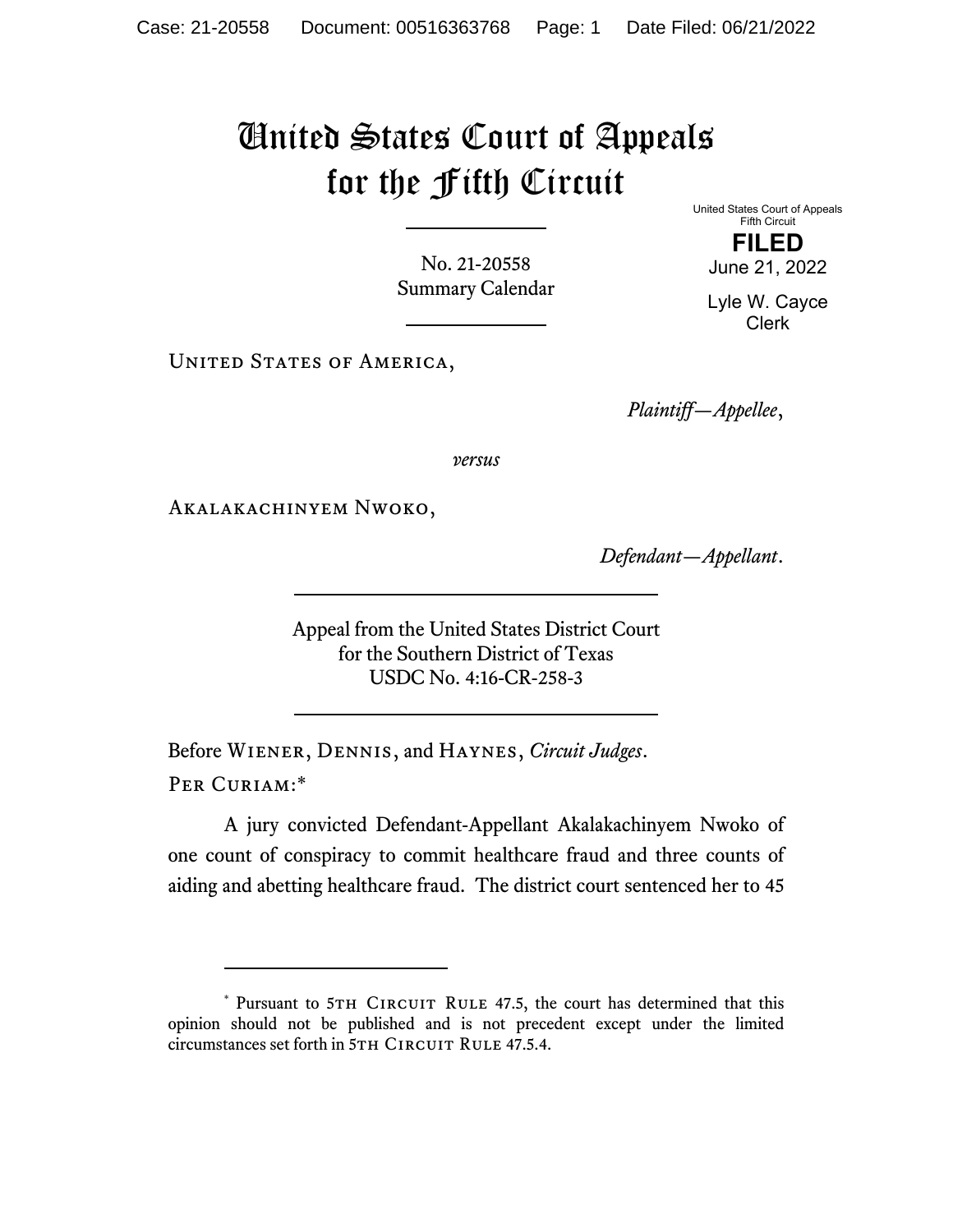# United States Court of Appeals for the Fifth Circuit

United States Court of Appeals
Fifth Circuit

**FILED**

June 21, 2022

Lyle W. Cayce
Clerk

No. 21-20558
Summary Calendar

---

United States of America,

*Plaintiff—Appellee*,

*versus*

Akalakachinyem Nwoko,

*Defendant—Appellant*.

---

Appeal from the United States District Court
for the Southern District of Texas
USDC No. 4:16-CR-258-3

---

Before Wiener, Dennis, and Haynes, *Circuit Judges*.

Per Curiam:*

A jury convicted Defendant-Appellant Akalakachinyem Nwoko of one count of conspiracy to commit healthcare fraud and three counts of aiding and abetting healthcare fraud. The district court sentenced her to 45

---

\* Pursuant to 5th Circuit Rule 47.5, the court has determined that this opinion should not be published and is not precedent except under the limited circumstances set forth in 5th Circuit Rule 47.5.4.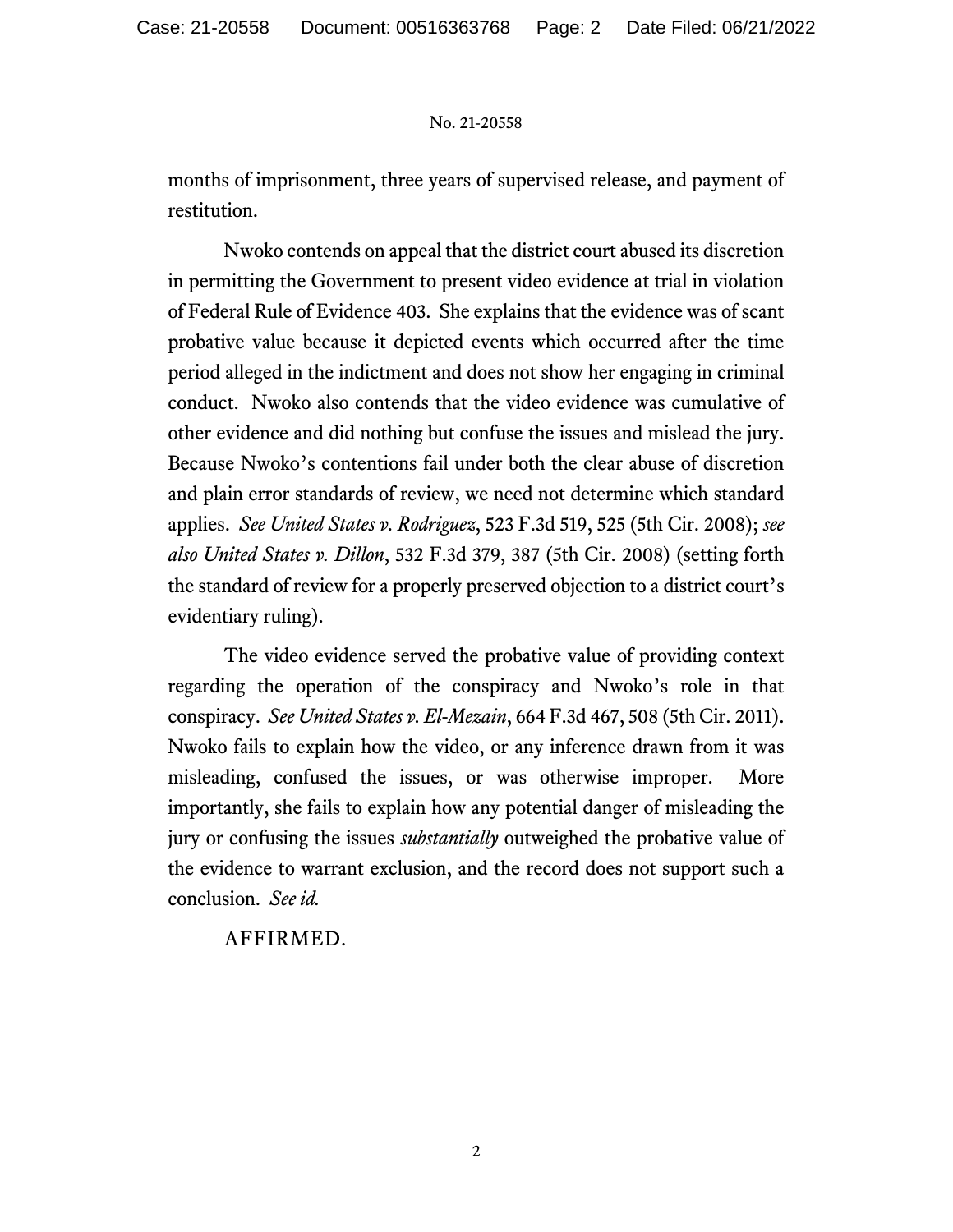months of imprisonment, three years of supervised release, and payment of restitution.

Nwoko contends on appeal that the district court abused its discretion in permitting the Government to present video evidence at trial in violation of Federal Rule of Evidence 403. She explains that the evidence was of scant probative value because it depicted events which occurred after the time period alleged in the indictment and does not show her engaging in criminal conduct. Nwoko also contends that the video evidence was cumulative of other evidence and did nothing but confuse the issues and mislead the jury. Because Nwoko's contentions fail under both the clear abuse of discretion and plain error standards of review, we need not determine which standard applies. *See United States v. Rodriguez*, 523 F.3d 519, 525 (5th Cir. 2008); *see also United States v. Dillon*, 532 F.3d 379, 387 (5th Cir. 2008) (setting forth the standard of review for a properly preserved objection to a district court's evidentiary ruling).

The video evidence served the probative value of providing context regarding the operation of the conspiracy and Nwoko's role in that conspiracy. *See United States v. El-Mezain*, 664 F.3d 467, 508 (5th Cir. 2011). Nwoko fails to explain how the video, or any inference drawn from it was misleading, confused the issues, or was otherwise improper. More importantly, she fails to explain how any potential danger of misleading the jury or confusing the issues *substantially* outweighed the probative value of the evidence to warrant exclusion, and the record does not support such a conclusion. *See id.*

AFFIRMED.